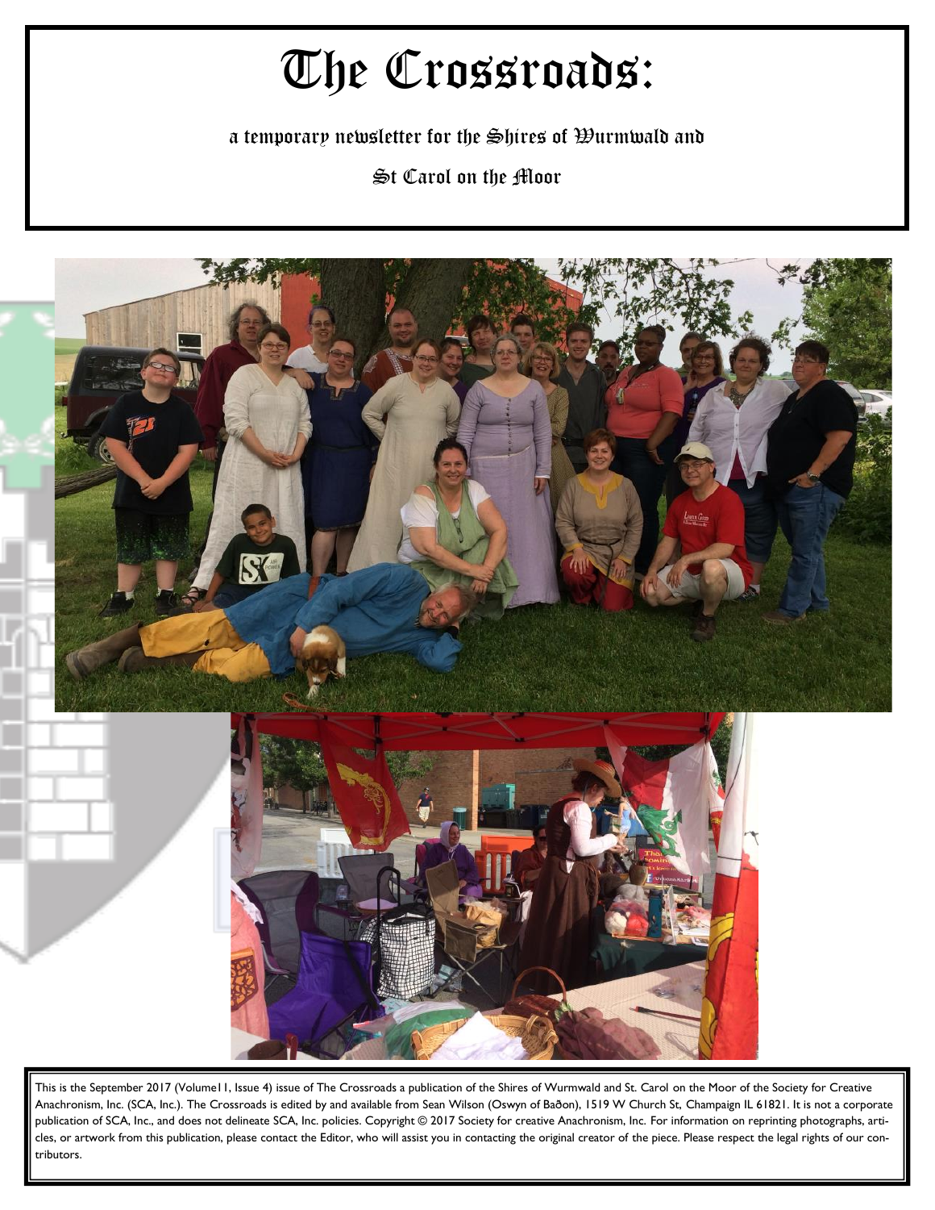# The Crossroads:

a temporary newsletter for the Shires of Wurmwald and

St Carol on the Moor

This is the September 2017 (Volume11, Issue 4) issue of The Crossroads a publication of the Shires of Wurmwald and St. Carol on the Moor of the Society for Creative Anachronism, Inc. (SCA, Inc.). The Crossroads is edited by and available from Sean Wilson (Oswyn of Baðon), 1519 W Church St, Champaign IL 61821. It is not a corporate publication of SCA, Inc., and does not delineate SCA, Inc. policies. Copyright © 2017 Society for creative Anachronism, Inc. For information on reprinting photographs, articles, or artwork from this publication, please contact the Editor, who will assist you in contacting the original creator of the piece. Please respect the legal rights of our contributors.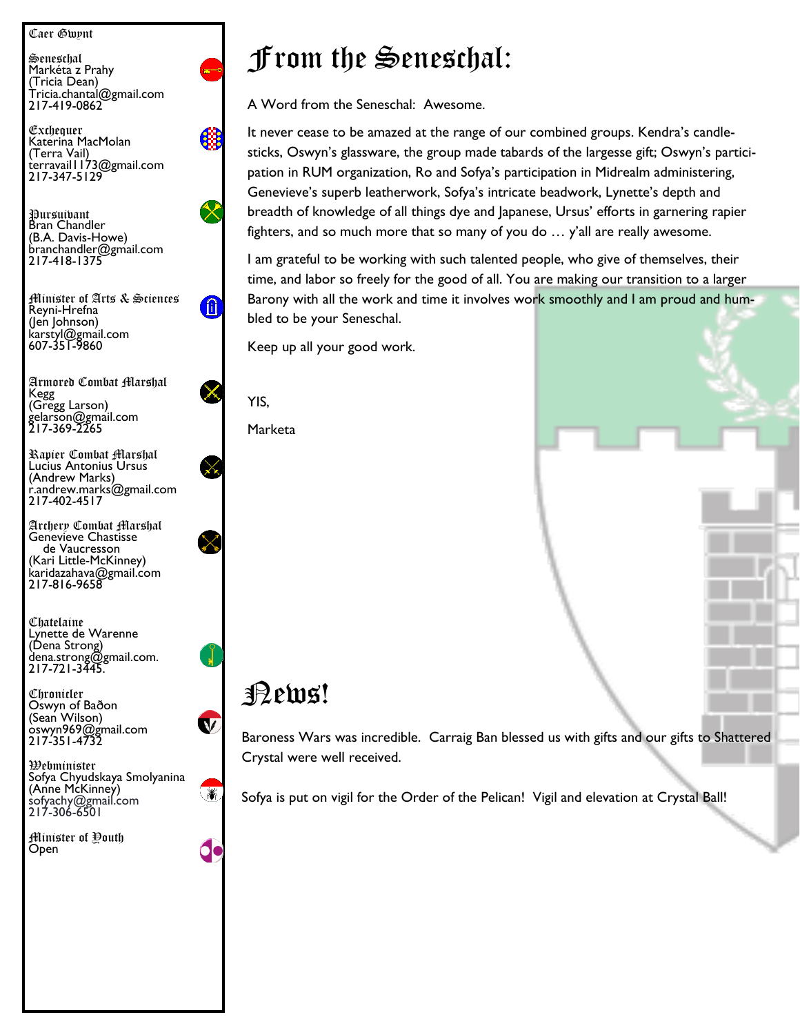## Caer Gwynt

**Seneschal**
Markéta z Prahy
(Tricia Dean)
Tricia.chantal@gmail.com
217-419-0862

**Exchequer**
Katerina MacMolan
(Terra Vail)
terravail1173@gmail.com
217-347-5129

**Pursuivant**
Bran Chandler
(B.A. Davis-Howe)
branchandler@gmail.com
217-418-1375

**Minister of Arts & Sciences**
Reyni-Hrefna
(Jen Johnson)
karstyl@gmail.com
607-351-9860

**Armored Combat Marshal**
Kegg
(Gregg Larson)
gelarson@gmail.com
217-369-2265

**Rapier Combat Marshal**
Lucius Antonius Ursus
(Andrew Marks)
r.andrew.marks@gmail.com
217-402-4517

**Archery Combat Marshal**
Genevieve Chastisse
de Vaucresson
(Kari Little-McKinney)
karidazahava@gmail.com
217-816-9658

**Chatelaine**
Lynette de Warenne
(Dena Strong)
dena.strong@gmail.com.
217-721-3445.

**Chronicler**
Oswyn of Baðon
(Sean Wilson)
oswyn969@gmail.com
217-351-4732

**Webminister**
Sofya Chyudskaya Smolyanina
(Anne McKinney)
sofyachy@gmail.com
217-306-6501

**Minister of Youth**
Open

# From the Seneschal:

A Word from the Seneschal: Awesome.

It never cease to be amazed at the range of our combined groups. Kendra's candlesticks, Oswyn's glassware, the group made tabards of the largesse gift; Oswyn's participation in RUM organization, Ro and Sofya's participation in Midrealm administering, Genevieve's superb leatherwork, Sofya's intricate beadwork, Lynette's depth and breadth of knowledge of all things dye and Japanese, Ursus' efforts in garnering rapier fighters, and so much more that so many of you do … y'all are really awesome.

I am grateful to be working with such talented people, who give of themselves, their time, and labor so freely for the good of all. You are making our transition to a larger Barony with all the work and time it involves work smoothly and I am proud and humbled to be your Seneschal.

Keep up all your good work.

YIS,

Marketa

# News!

Baroness Wars was incredible. Carraig Ban blessed us with gifts and our gifts to Shattered Crystal were well received.

Sofya is put on vigil for the Order of the Pelican! Vigil and elevation at Crystal Ball!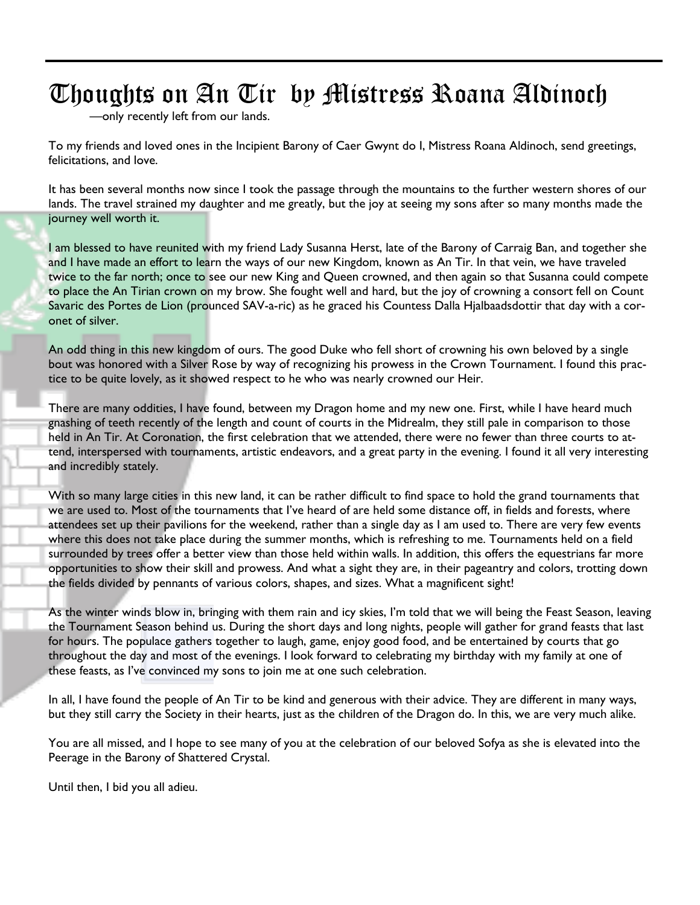# Thoughts on An Tir by Mistress Roana Aldinoch

—only recently left from our lands.

To my friends and loved ones in the Incipient Barony of Caer Gwynt do I, Mistress Roana Aldinoch, send greetings, felicitations, and love.

It has been several months now since I took the passage through the mountains to the further western shores of our lands. The travel strained my daughter and me greatly, but the joy at seeing my sons after so many months made the journey well worth it.

I am blessed to have reunited with my friend Lady Susanna Herst, late of the Barony of Carraig Ban, and together she and I have made an effort to learn the ways of our new Kingdom, known as An Tir. In that vein, we have traveled twice to the far north; once to see our new King and Queen crowned, and then again so that Susanna could compete to place the An Tirian crown on my brow. She fought well and hard, but the joy of crowning a consort fell on Count Savaric des Portes de Lion (prounced SAV-a-ric) as he graced his Countess Dalla Hjalbaadsdottir that day with a coronet of silver.

An odd thing in this new kingdom of ours. The good Duke who fell short of crowning his own beloved by a single bout was honored with a Silver Rose by way of recognizing his prowess in the Crown Tournament. I found this practice to be quite lovely, as it showed respect to he who was nearly crowned our Heir.

There are many oddities, I have found, between my Dragon home and my new one. First, while I have heard much gnashing of teeth recently of the length and count of courts in the Midrealm, they still pale in comparison to those held in An Tir. At Coronation, the first celebration that we attended, there were no fewer than three courts to attend, interspersed with tournaments, artistic endeavors, and a great party in the evening. I found it all very interesting and incredibly stately.

With so many large cities in this new land, it can be rather difficult to find space to hold the grand tournaments that we are used to. Most of the tournaments that I've heard of are held some distance off, in fields and forests, where attendees set up their pavilions for the weekend, rather than a single day as I am used to. There are very few events where this does not take place during the summer months, which is refreshing to me. Tournaments held on a field surrounded by trees offer a better view than those held within walls. In addition, this offers the equestrians far more opportunities to show their skill and prowess. And what a sight they are, in their pageantry and colors, trotting down the fields divided by pennants of various colors, shapes, and sizes. What a magnificent sight!

As the winter winds blow in, bringing with them rain and icy skies, I'm told that we will being the Feast Season, leaving the Tournament Season behind us. During the short days and long nights, people will gather for grand feasts that last for hours. The populace gathers together to laugh, game, enjoy good food, and be entertained by courts that go throughout the day and most of the evenings. I look forward to celebrating my birthday with my family at one of these feasts, as I've convinced my sons to join me at one such celebration.

In all, I have found the people of An Tir to be kind and generous with their advice. They are different in many ways, but they still carry the Society in their hearts, just as the children of the Dragon do. In this, we are very much alike.

You are all missed, and I hope to see many of you at the celebration of our beloved Sofya as she is elevated into the Peerage in the Barony of Shattered Crystal.

Until then, I bid you all adieu.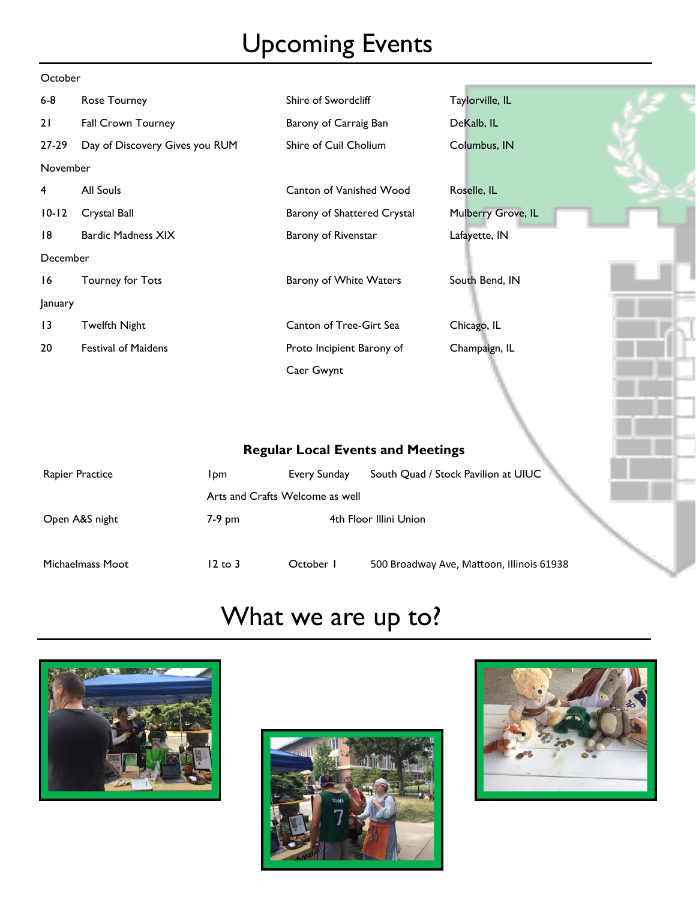# Upcoming Events

| | | | |
|---|---|---|---|
| October | | | |
| 6-8 | Rose Tourney | Shire of Swordcliff | Taylorville, IL |
| 21 | Fall Crown Tourney | Barony of Carraig Ban | DeKalb, IL |
| 27-29 | Day of Discovery Gives you RUM | Shire of Cuil Cholium | Columbus, IN |
| November | | | |
| 4 | All Souls | Canton of Vanished Wood | Roselle, IL |
| 10-12 | Crystal Ball | Barony of Shattered Crystal | Mulberry Grove, IL |
| 18 | Bardic Madness XIX | Barony of Rivenstar | Lafayette, IN |
| December | | | |
| 16 | Tourney for Tots | Barony of White Waters | South Bend, IN |
| January | | | |
| 13 | Twelfth Night | Canton of Tree-Girt Sea | Chicago, IL |
| 20 | Festival of Maidens | Proto Incipient Barony of Caer Gwynt | Champaign, IL |

**Regular Local Events and Meetings**

| | | | |
|---|---|---|---|
| Rapier Practice | 1pm | Every Sunday | South Quad / Stock Pavilion at UIUC |
| | Arts and Crafts Welcome as well | | |
| Open A&S night | 7-9 pm | | 4th Floor Illini Union |
| Michaelmass Moot | 12 to 3 | October 1 | 500 Broadway Ave, Mattoon, Illinois 61938 |

# What we are up to?